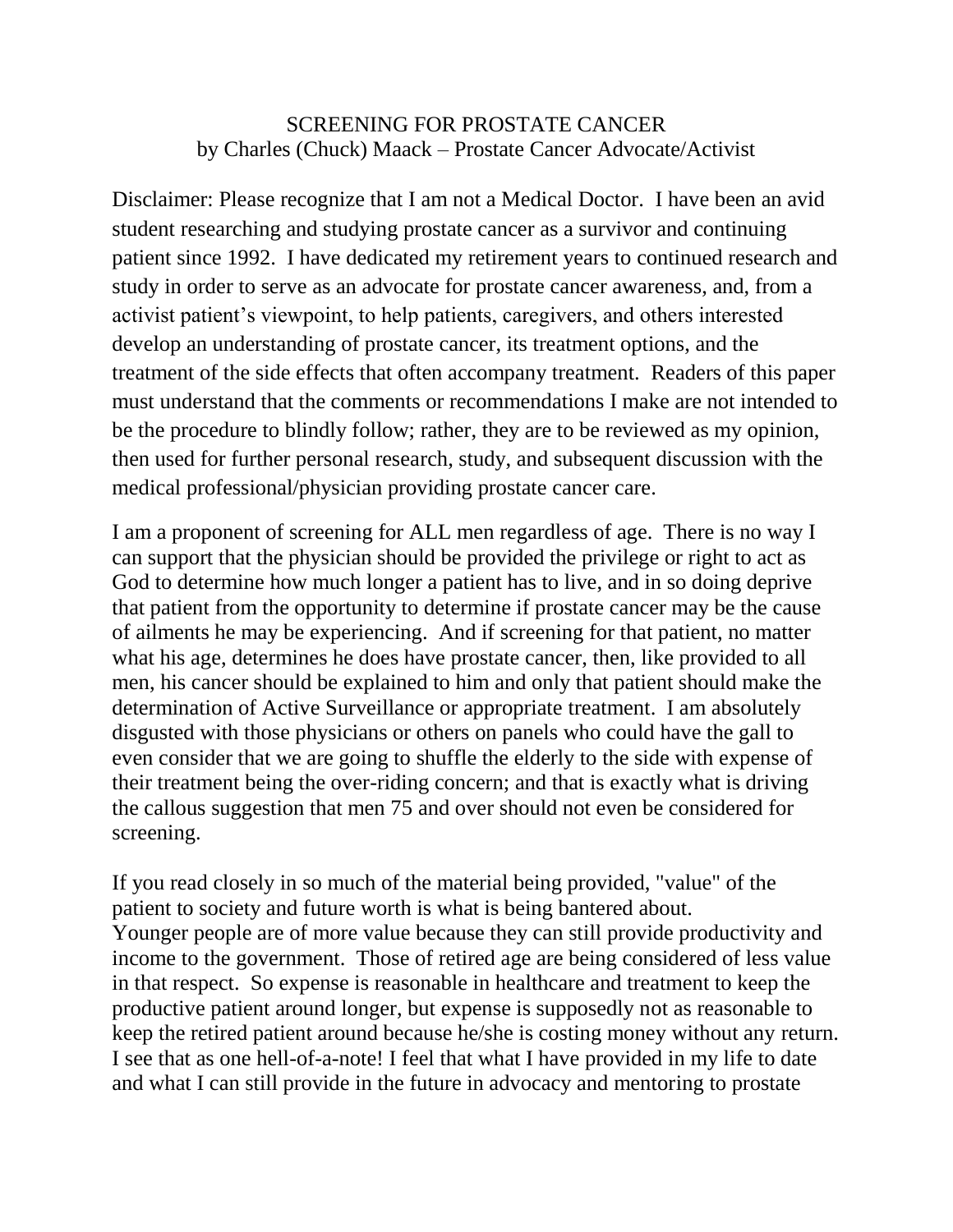# SCREENING FOR PROSTATE CANCER

by Charles (Chuck) Maack – Prostate Cancer Advocate/Activist

Disclaimer: Please recognize that I am not a Medical Doctor. I have been an avid student researching and studying prostate cancer as a survivor and continuing patient since 1992. I have dedicated my retirement years to continued research and study in order to serve as an advocate for prostate cancer awareness, and, from a activist patient's viewpoint, to help patients, caregivers, and others interested develop an understanding of prostate cancer, its treatment options, and the treatment of the side effects that often accompany treatment. Readers of this paper must understand that the comments or recommendations I make are not intended to be the procedure to blindly follow; rather, they are to be reviewed as my opinion, then used for further personal research, study, and subsequent discussion with the medical professional/physician providing prostate cancer care.

I am a proponent of screening for ALL men regardless of age. There is no way I can support that the physician should be provided the privilege or right to act as God to determine how much longer a patient has to live, and in so doing deprive that patient from the opportunity to determine if prostate cancer may be the cause of ailments he may be experiencing. And if screening for that patient, no matter what his age, determines he does have prostate cancer, then, like provided to all men, his cancer should be explained to him and only that patient should make the determination of Active Surveillance or appropriate treatment. I am absolutely disgusted with those physicians or others on panels who could have the gall to even consider that we are going to shuffle the elderly to the side with expense of their treatment being the over-riding concern; and that is exactly what is driving the callous suggestion that men 75 and over should not even be considered for screening.

If you read closely in so much of the material being provided, "value" of the patient to society and future worth is what is being bantered about. Younger people are of more value because they can still provide productivity and income to the government. Those of retired age are being considered of less value in that respect. So expense is reasonable in healthcare and treatment to keep the productive patient around longer, but expense is supposedly not as reasonable to keep the retired patient around because he/she is costing money without any return. I see that as one hell-of-a-note! I feel that what I have provided in my life to date and what I can still provide in the future in advocacy and mentoring to prostate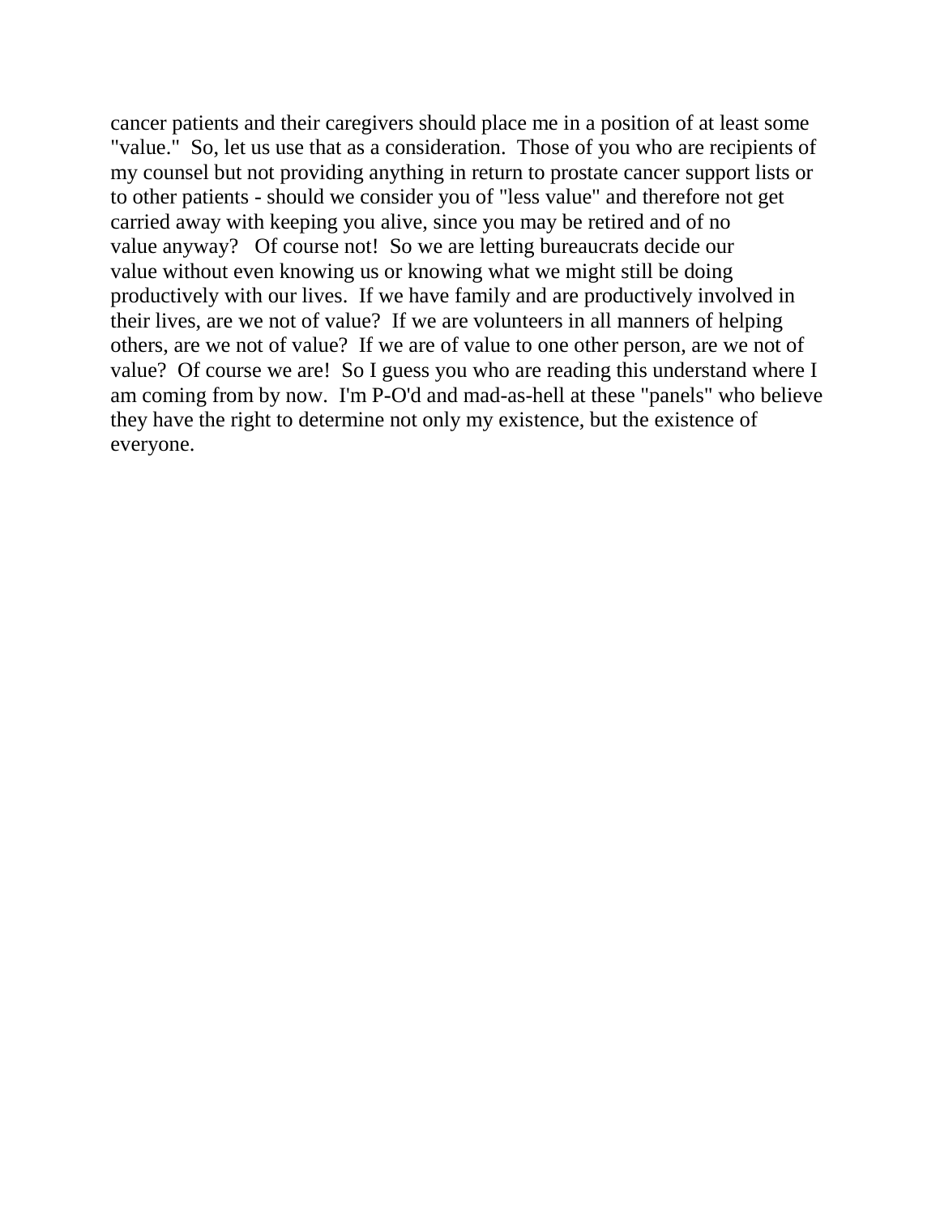cancer patients and their caregivers should place me in a position of at least some "value." So, let us use that as a consideration. Those of you who are recipients of my counsel but not providing anything in return to prostate cancer support lists or to other patients - should we consider you of "less value" and therefore not get carried away with keeping you alive, since you may be retired and of no value anyway? Of course not! So we are letting bureaucrats decide our value without even knowing us or knowing what we might still be doing productively with our lives. If we have family and are productively involved in their lives, are we not of value? If we are volunteers in all manners of helping others, are we not of value? If we are of value to one other person, are we not of value? Of course we are! So I guess you who are reading this understand where I am coming from by now. I'm P-O'd and mad-as-hell at these "panels" who believe they have the right to determine not only my existence, but the existence of everyone.